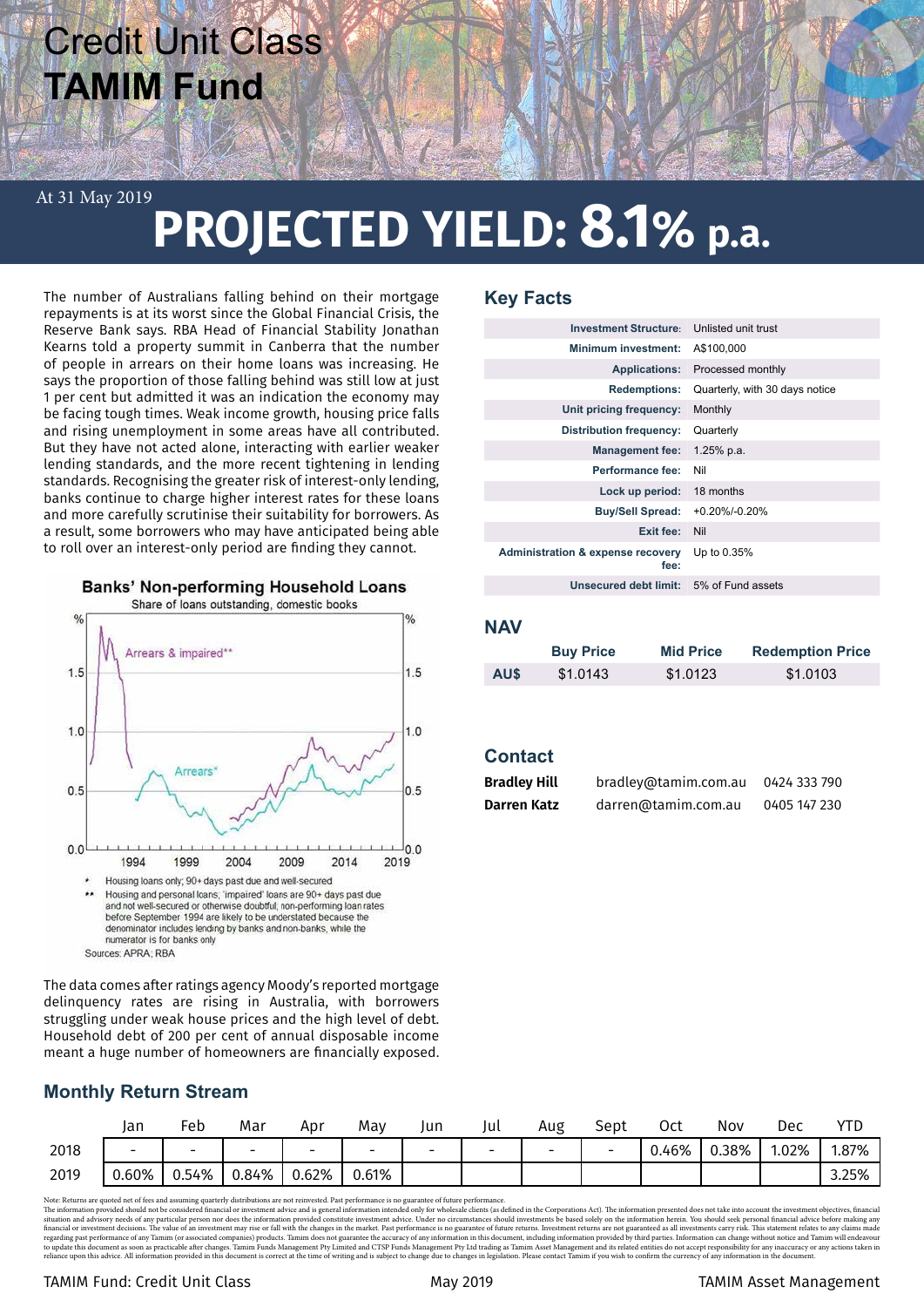# Credit Unit Class
# TAMIM Fund

At 31 May 2019

## PROJECTED YIELD: 8.1% p.a.

The number of Australians falling behind on their mortgage repayments is at its worst since the Global Financial Crisis, the Reserve Bank says. RBA Head of Financial Stability Jonathan Kearns told a property summit in Canberra that the number of people in arrears on their home loans was increasing. He says the proportion of those falling behind was still low at just 1 per cent but admitted it was an indication the economy may be facing tough times. Weak income growth, housing price falls and rising unemployment in some areas have all contributed. But they have not acted alone, interacting with earlier weaker lending standards, and the more recent tightening in lending standards. Recognising the greater risk of interest-only lending, banks continue to charge higher interest rates for these loans and more carefully scrutinise their suitability for borrowers. As a result, some borrowers who may have anticipated being able to roll over an interest-only period are finding they cannot.

**Banks' Non-performing Household Loans**

Share of loans outstanding, domestic books

\* Housing loans only; 90+ days past due and well-secured

\*\* Housing and personal loans; 'impaired' loans are 90+ days past due and not well-secured or otherwise doubtful; non-performing loan rates before September 1994 are likely to be understated because the denominator includes lending by banks and non-banks, while the numerator is for banks only

Sources: APRA; RBA

The data comes after ratings agency Moody's reported mortgage delinquency rates are rising in Australia, with borrowers struggling under weak house prices and the high level of debt. Household debt of 200 per cent of annual disposable income meant a huge number of homeowners are financially exposed.

## Key Facts

| | |
|---|---|
| Investment Structure: | Unlisted unit trust |
| Minimum investment: | A$100,000 |
| Applications: | Processed monthly |
| Redemptions: | Quarterly, with 30 days notice |
| Unit pricing frequency: | Monthly |
| Distribution frequency: | Quarterly |
| Management fee: | 1.25% p.a. |
| Performance fee: | Nil |
| Lock up period: | 18 months |
| Buy/Sell Spread: | +0.20%/-0.20% |
| Exit fee: | Nil |
| Administration & expense recovery fee: | Up to 0.35% |
| Unsecured debt limit: | 5% of Fund assets |

## NAV

| | Buy Price | Mid Price | Redemption Price |
|---|---|---|---|
| AU$ | $1.0143 | $1.0123 | $1.0103 |

## Contact

| | | |
|---|---|---|
| **Bradley Hill** | bradley@tamim.com.au | 0424 333 790 |
| **Darren Katz** | darren@tamim.com.au | 0405 147 230 |

## Monthly Return Stream

| | Jan | Feb | Mar | Apr | May | Jun | Jul | Aug | Sept | Oct | Nov | Dec | YTD |
|---|---|---|---|---|---|---|---|---|---|---|---|---|---|
| 2018 | - | - | - | - | - | - | - | - | - | 0.46% | 0.38% | 1.02% | 1.87% |
| 2019 | 0.60% | 0.54% | 0.84% | 0.62% | 0.61% | | | | | | | | 3.25% |

Note: Returns are quoted net of fees and assuming quarterly distributions are not reinvested. Past performance is no guarantee of future performance.
The information provided should not be considered financial or investment advice and is general information intended only for wholesale clients (as defined in the Corporations Act). The information presented does not take into account the investment objectives, financial situation and advisory needs of any particular person nor does the information provided constitute investment advice. Under no circumstances should investments be based solely on the information herein. You should seek personal financial advice before making any financial or investment decisions. The value of an investment may rise or fall with the changes in the market. Past performance is no guarantee of future returns. Investment returns are not guaranteed as all investments carry risk. This statement relates to any claims made regarding past performance of any Tamim (or associated companies) products. Tamim does not guarantee the accuracy of any information in this document, including information provided by third parties. Information can change without notice and Tamim will endeavour to update this document as soon as practicable after changes. Tamim Funds Management Pty Limited and CTSP Funds Management Pty Ltd trading as Tamim Asset Management and its related entities do not accept responsibility for any inaccuracy or any actions taken in reliance upon this advice. All information provided in this document is correct at the time of writing and is subject to change due to changes in legislation. Please contact Tamim if you wish to confirm the currency of any information in the document.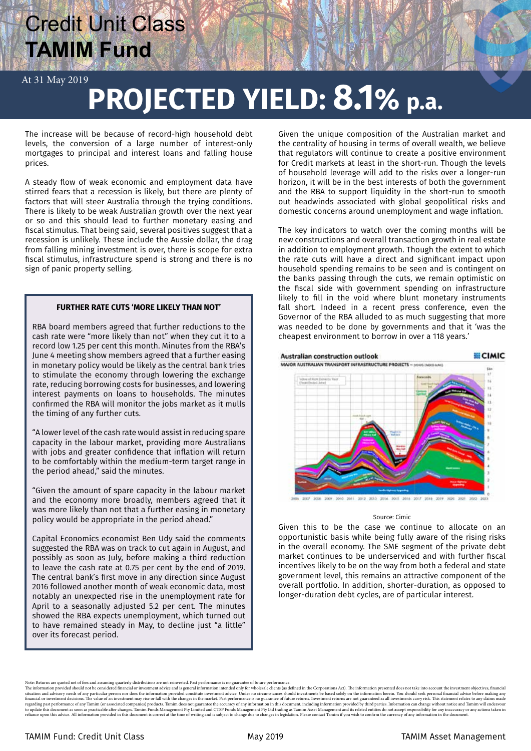# Credit Unit Class
# TAMIM Fund

At 31 May 2019

## PROJECTED YIELD: 8.1% p.a.

The increase will be because of record-high household debt levels, the conversion of a large number of interest-only mortgages to principal and interest loans and falling house prices.

A steady flow of weak economic and employment data have stirred fears that a recession is likely, but there are plenty of factors that will steer Australia through the trying conditions. There is likely to be weak Australian growth over the next year or so and this should lead to further monetary easing and fiscal stimulus. That being said, several positives suggest that a recession is unlikely. These include the Aussie dollar, the drag from falling mining investment is over, there is scope for extra fiscal stimulus, infrastructure spend is strong and there is no sign of panic property selling.

### FURTHER RATE CUTS 'MORE LIKELY THAN NOT'

RBA board members agreed that further reductions to the cash rate were "more likely than not" when they cut it to a record low 1.25 per cent this month. Minutes from the RBA's June 4 meeting show members agreed that a further easing in monetary policy would be likely as the central bank tries to stimulate the economy through lowering the exchange rate, reducing borrowing costs for businesses, and lowering interest payments on loans to households. The minutes confirmed the RBA will monitor the jobs market as it mulls the timing of any further cuts.

"A lower level of the cash rate would assist in reducing spare capacity in the labour market, providing more Australians with jobs and greater confidence that inflation will return to be comfortably within the medium-term target range in the period ahead," said the minutes.

"Given the amount of spare capacity in the labour market and the economy more broadly, members agreed that it was more likely than not that a further easing in monetary policy would be appropriate in the period ahead."

Capital Economics economist Ben Udy said the comments suggested the RBA was on track to cut again in August, and possibly as soon as July, before making a third reduction to leave the cash rate at 0.75 per cent by the end of 2019. The central bank's first move in any direction since August 2016 followed another month of weak economic data, most notably an unexpected rise in the unemployment rate for April to a seasonally adjusted 5.2 per cent. The minutes showed the RBA expects unemployment, which turned out to have remained steady in May, to decline just "a little" over its forecast period.

Given the unique composition of the Australian market and the centrality of housing in terms of overall wealth, we believe that regulators will continue to create a positive environment for Credit markets at least in the short-run. Though the levels of household leverage will add to the risks over a longer-run horizon, it will be in the best interests of both the government and the RBA to support liquidity in the short-run to smooth out headwinds associated with global geopolitical risks and domestic concerns around unemployment and wage inflation.

The key indicators to watch over the coming months will be new constructions and overall transaction growth in real estate in addition to employment growth. Though the extent to which the rate cuts will have a direct and significant impact upon household spending remains to be seen and is contingent on the banks passing through the cuts, we remain optimistic on the fiscal side with government spending on infrastructure likely to fill in the void where blunt monetary instruments fall short. Indeed in a recent press conference, even the Governor of the RBA alluded to as much suggesting that more was needed to be done by governments and that it 'was the cheapest environment to borrow in over a 118 years.'

Australian construction outlook

MAJOR AUSTRALIAN TRANSPORT INFRASTRUCTURE PROJECTS

CIMIC

Source: Cimic

Given this to be the case we continue to allocate on an opportunistic basis while being fully aware of the rising risks in the overall economy. The SME segment of the private debt market continues to be underserviced and with further fiscal incentives likely to be on the way from both a federal and state government level, this remains an attractive component of the overall portfolio. In addition, shorter-duration, as opposed to longer-duration debt cycles, are of particular interest.

Note: Returns are quoted net of fees and assuming quarterly distributions are not reinvested. Past performance is no guarantee of future performance.
The information provided should not be considered financial or investment advice and is general information intended only for wholesale clients (as defined in the Corporations Act). The information presented does not take into account the investment objectives, financial situation and advisory needs of any particular person nor does the information provided constitute investment advice. Under no circumstances should investments be based solely on the information herein. You should seek personal financial advice before making any financial or investment decisions. The value of an investment may rise or fall with the changes in the market. Past performance is no guarantee of future returns. Investment returns are not guaranteed as all investments carry risk. This statement relates to any claims made regarding past performance of any Tamim (or associated companies) products. Tamim does not guarantee the accuracy of any information in this document, including information provided by third parties. Information can change without notice and Tamim will endeavour to update this document as soon as practicable after changes. Tamim Funds Management Pty Limited and CTSP Funds Management Pty Ltd trading as Tamim Asset Management and its related entities do not accept responsibility for any inaccuracy or any actions taken in reliance upon this advice. All information provided in this document is correct at the time of writing and is subject to change due to changes in legislation. Please contact Tamim if you wish to confirm the currency of any information in the document.